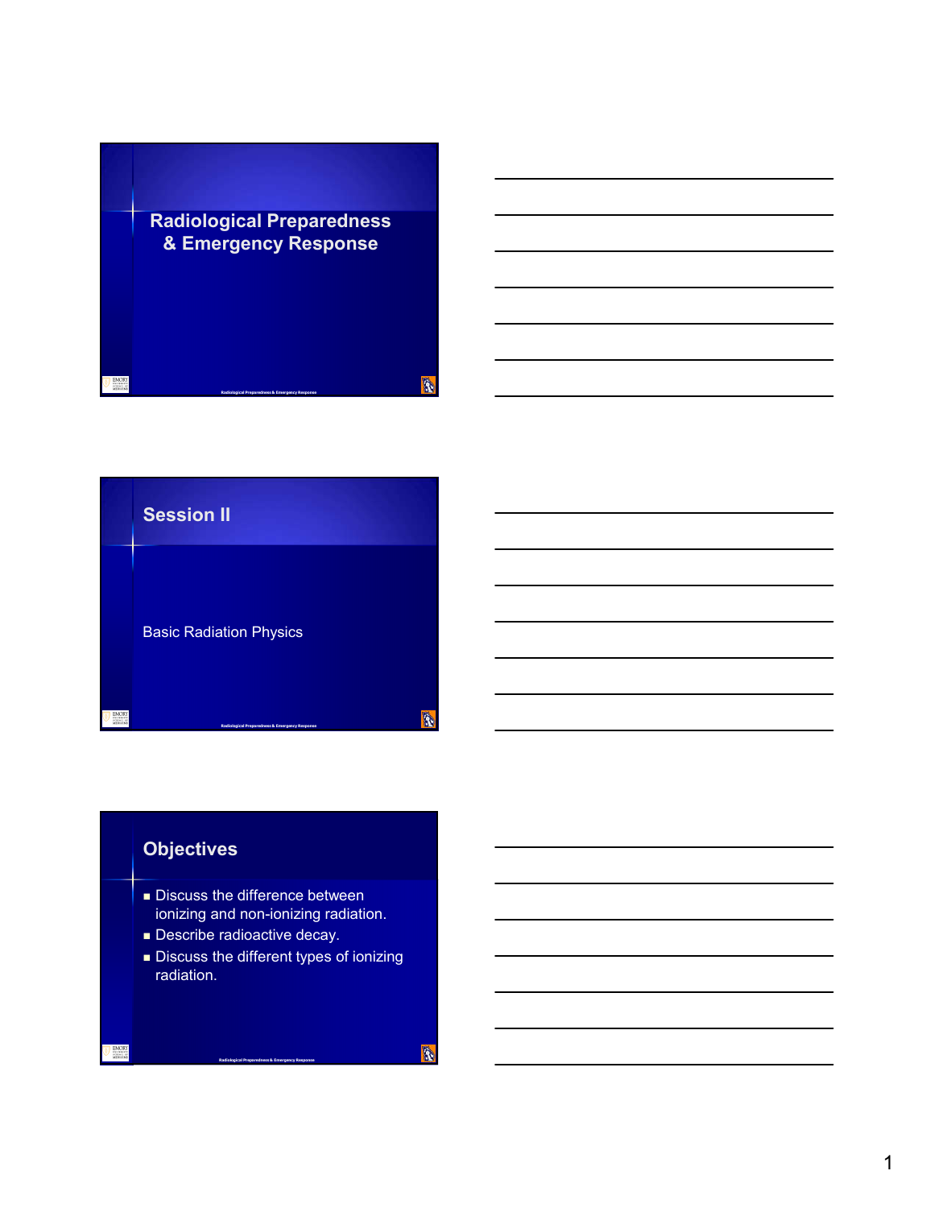# Radiological Preparedness & Emergency Response

## Session II

Basic Radiation Physics

## Objectives

- Discuss the difference between ionizing and non-ionizing radiation.
- Describe radioactive decay.
- Discuss the different types of ionizing radiation.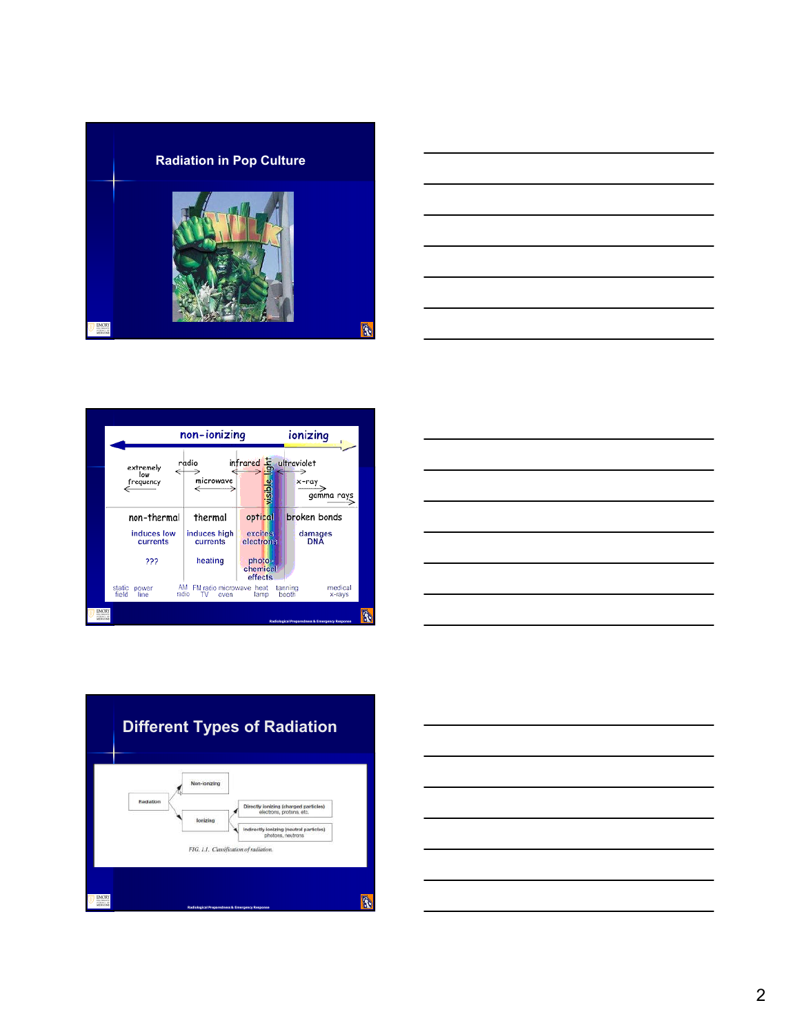## Radiation in Pop Culture

---

| non-ionizing | | | | ionizing |
|---|---|---|---|---|
| extremely low frequency | radio, microwave | infrared | visible light | ultraviolet, x-ray, gamma rays |
| non-thermal | thermal | optical | | broken bonds |
| induces low currents | induces high currents | excites electrons | | damages DNA |
| ??? | heating | photo-chemical effects | | |
| static field, power line | AM radio, FM radio, TV, microwave oven | heat lamp | | tanning booth, medical x-rays |

Radiological Preparedness & Emergency Response

---

## Different Types of Radiation

- Radiation
  - Non-ionizing
  - Ionizing
    - Directly ionizing (charged particles): electrons, protons, etc.
    - Indirectly ionizing (neutral particles): photons, neutrons

*FIG. 1.1. Classification of radiation.*

Radiological Preparedness & Emergency Response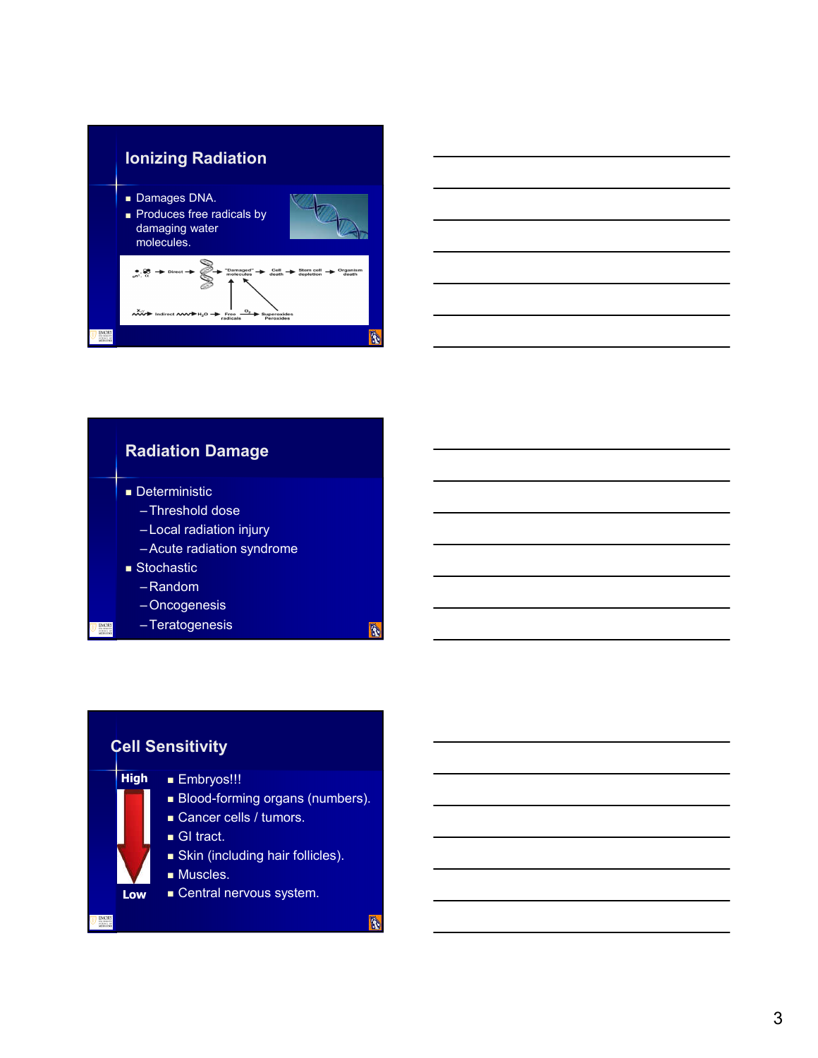## Ionizing Radiation

- Damages DNA.
- Produces free radicals by damaging water molecules.

## Radiation Damage

- Deterministic
  - Threshold dose
  - Local radiation injury
  - Acute radiation syndrome
- Stochastic
  - Random
  - Oncogenesis
  - Teratogenesis

## Cell Sensitivity

High

- Embryos!!!
- Blood-forming organs (numbers).
- Cancer cells / tumors.
- GI tract.
- Skin (including hair follicles).
- Muscles.
- Central nervous system.

Low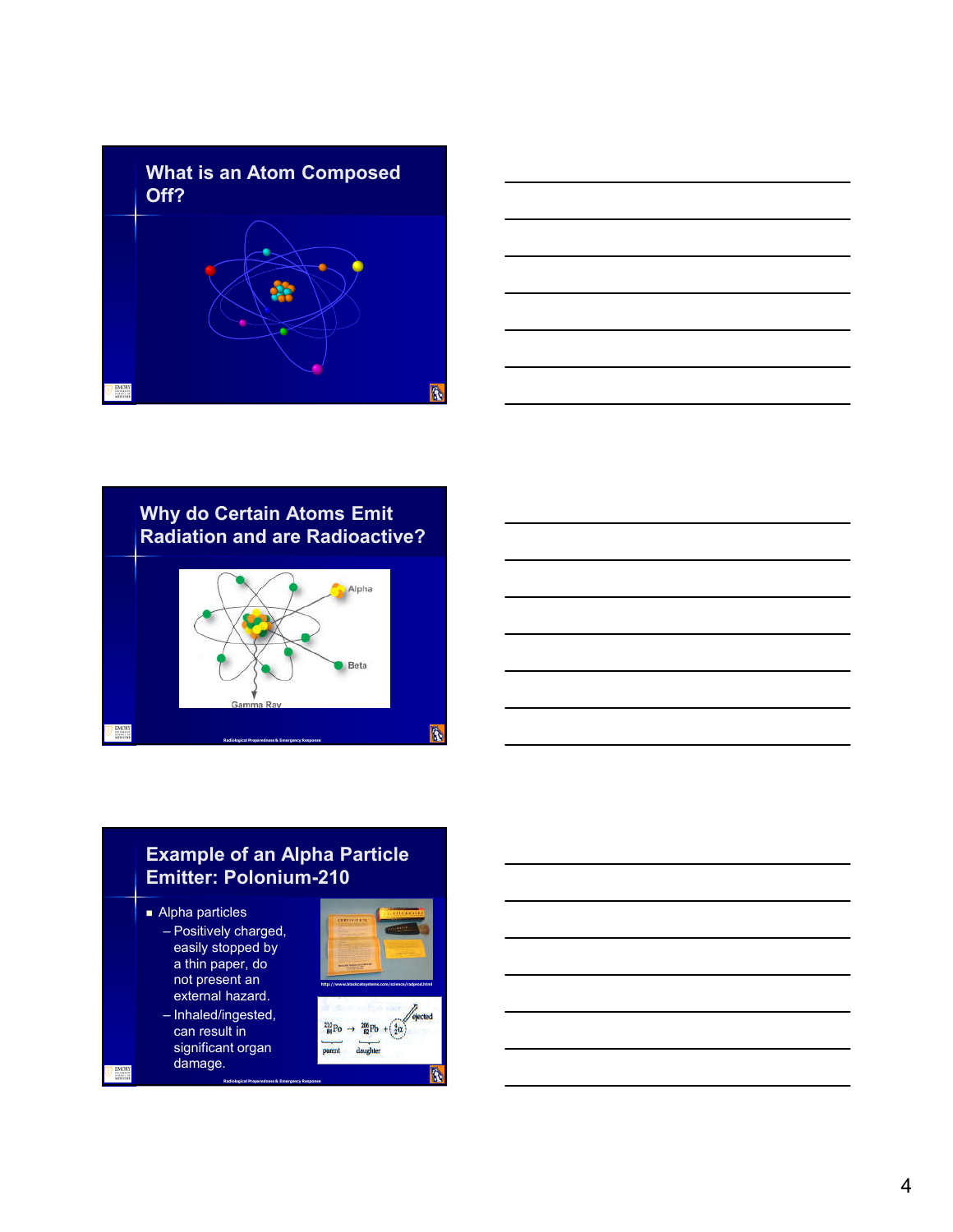## What is an Atom Composed Off?

## Why do Certain Atoms Emit Radiation and are Radioactive?

Alpha

Beta

Gamma Ray

Radiological Preparedness & Emergency Response

## Example of an Alpha Particle Emitter: Polonium-210

- Alpha particles
  - Positively charged, easily stopped by a thin paper, do not present an external hazard.
  - Inhaled/ingested, can result in significant organ damage.

http://www.blackcatsystems.com/science/radprod.html

$^{210}_{84}Po \rightarrow ^{206}_{82}Pb + ^{4}_{2}\alpha$

parent, daughter, ejected

Radiological Preparedness & Emergency Response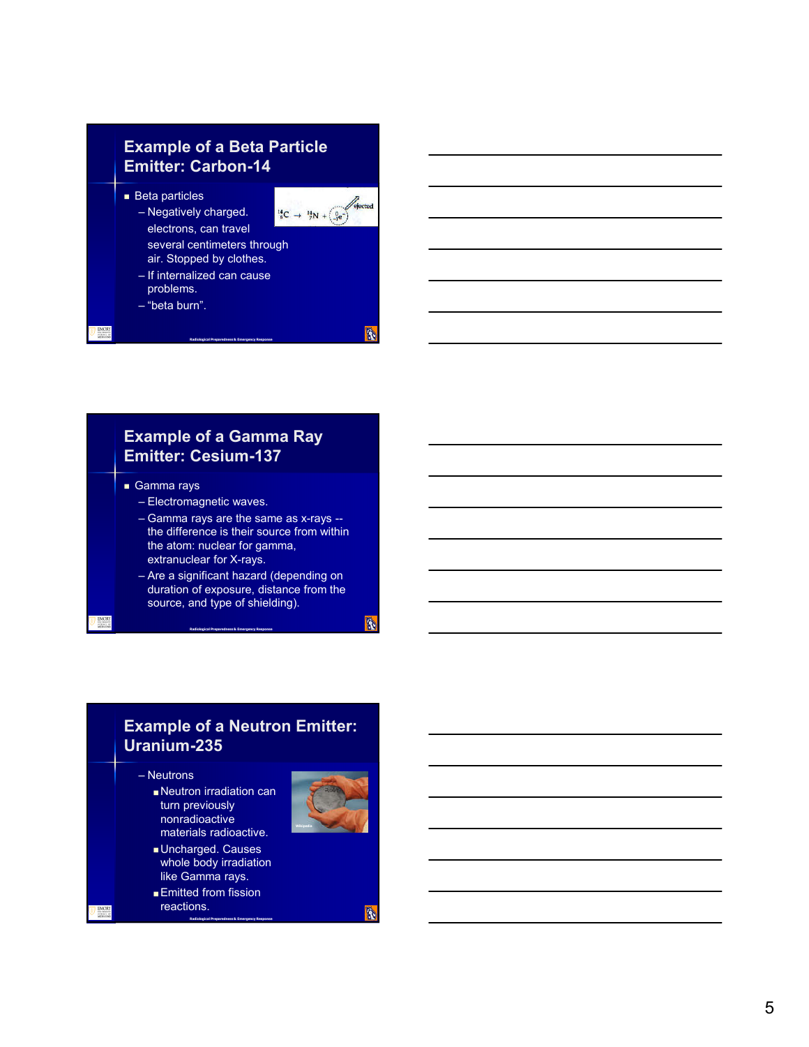## Example of a Beta Particle Emitter: Carbon-14

- Beta particles
  - Negatively charged. electrons, can travel several centimeters through air. Stopped by clothes.
  - If internalized can cause problems.
  - "beta burn".

$^{14}_{6}C \rightarrow ^{14}_{7}N + ^{0}_{-1}e^{-}$ ejected

## Example of a Gamma Ray Emitter: Cesium-137

- Gamma rays
  - Electromagnetic waves.
  - Gamma rays are the same as x-rays -- the difference is their source from within the atom: nuclear for gamma, extranuclear for X-rays.
  - Are a significant hazard (depending on duration of exposure, distance from the source, and type of shielding).

## Example of a Neutron Emitter: Uranium-235

- Neutrons
  - Neutron irradiation can turn previously nonradioactive materials radioactive.
  - Uncharged. Causes whole body irradiation like Gamma rays.
  - Emitted from fission reactions.

Wikipedia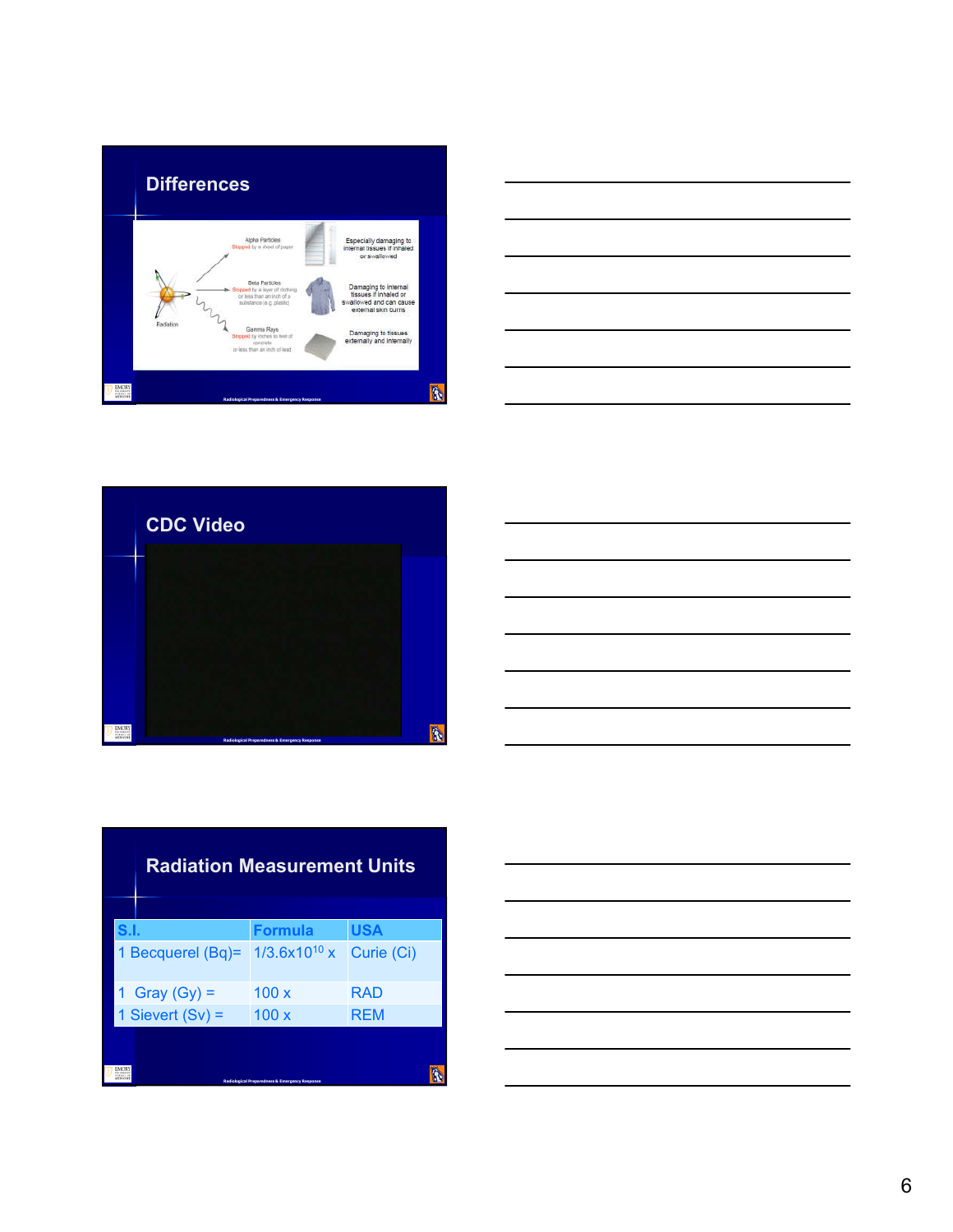## Differences

Alpha Particles
Stopped by a sheet of paper

Especially damaging to internal tissues if inhaled or swallowed

Beta Particles
Stopped by a layer of clothing or less than an inch of a substance (e.g. plastic)

Damaging to internal tissues if inhaled or swallowed and can cause external skin burns

Gamma Rays
Stopped by inches to feet of concrete or less than an inch of lead

Damaging to tissues externally and internally

Radiation

## CDC Video

## Radiation Measurement Units

| S.I. | Formula | USA |
|---|---|---|
| 1 Becquerel (Bq)= | $1/3.6\times10^{10}$ x | Curie (Ci) |
| 1 Gray (Gy) = | 100 x | RAD |
| 1 Sievert (Sv) = | 100 x | REM |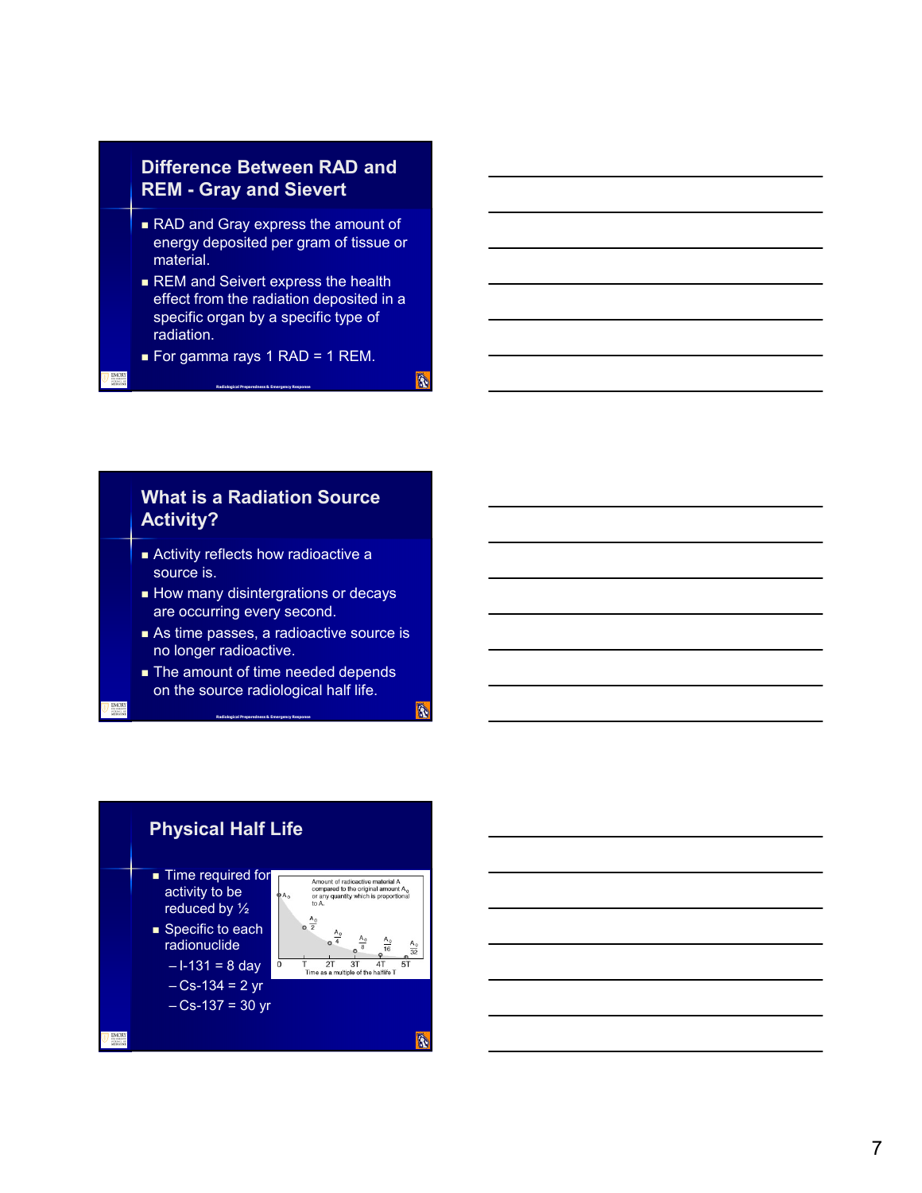## Difference Between RAD and REM - Gray and Sievert

- RAD and Gray express the amount of energy deposited per gram of tissue or material.
- REM and Seivert express the health effect from the radiation deposited in a specific organ by a specific type of radiation.
- For gamma rays 1 RAD = 1 REM.

Radiological Preparedness & Emergency Response

## What is a Radiation Source Activity?

- Activity reflects how radioactive a source is.
- How many disintergrations or decays are occurring every second.
- As time passes, a radioactive source is no longer radioactive.
- The amount of time needed depends on the source radiological half life.

Radiological Preparedness & Emergency Response

## Physical Half Life

- Time required for activity to be reduced by ½
- Specific to each radionuclide
  - I-131 = 8 day
  - Cs-134 = 2 yr
  - Cs-137 = 30 yr

Amount of radioactive material A compared to the original amount $A_0$ or any quantity which is proportional to A.

$A_0$, $\frac{A_0}{2}$, $\frac{A_0}{4}$, $\frac{A_0}{8}$, $\frac{A_0}{16}$, $\frac{A_0}{32}$

0, T, 2T, 3T, 4T, 5T

Time as a multiple of the halflife T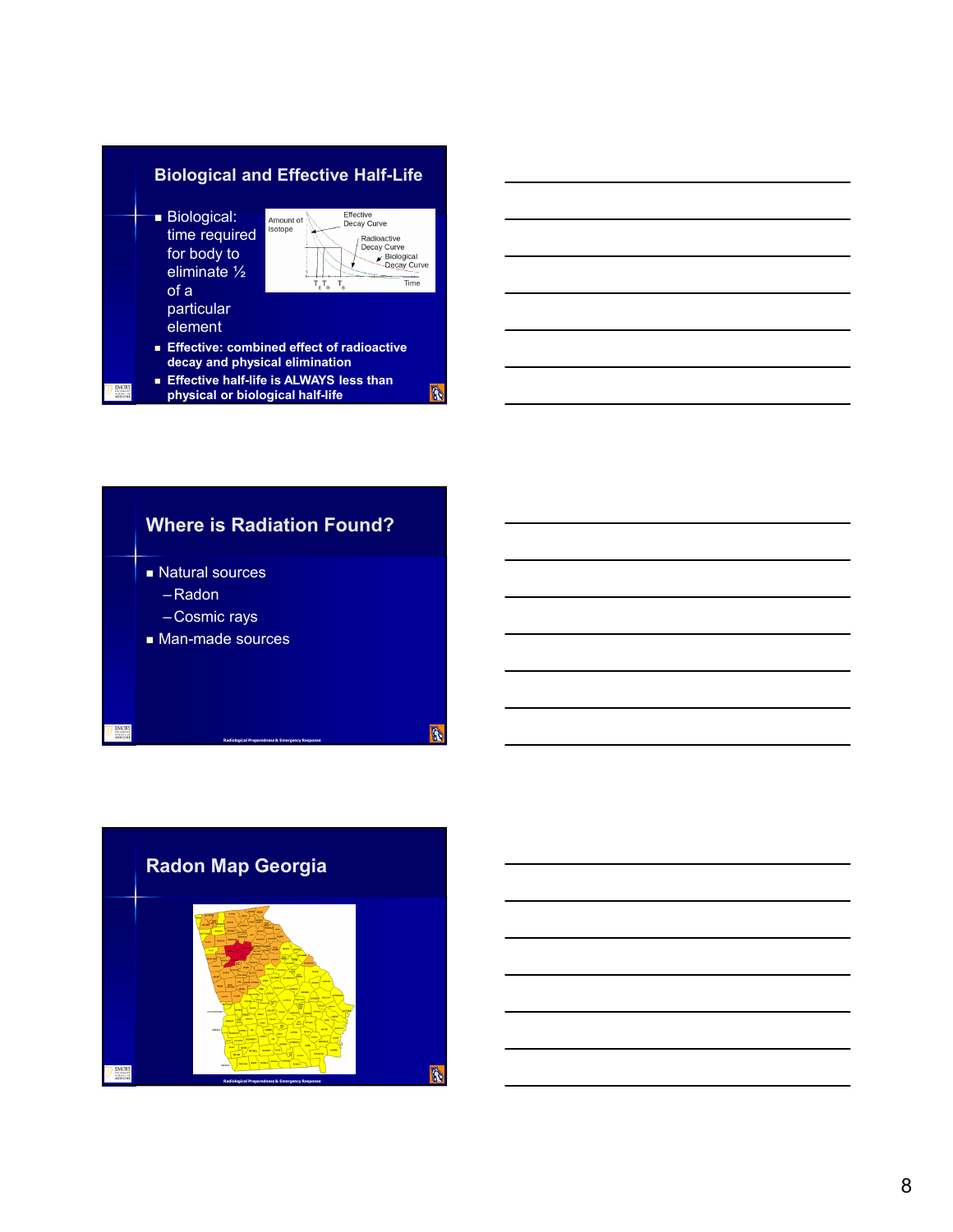## Biological and Effective Half-Life

- Biological: time required for body to eliminate ½ of a particular element
- Effective: combined effect of radioactive decay and physical elimination
- Effective half-life is ALWAYS less than physical or biological half-life

## Where is Radiation Found?

- Natural sources
  - Radon
  - Cosmic rays
- Man-made sources

## Radon Map Georgia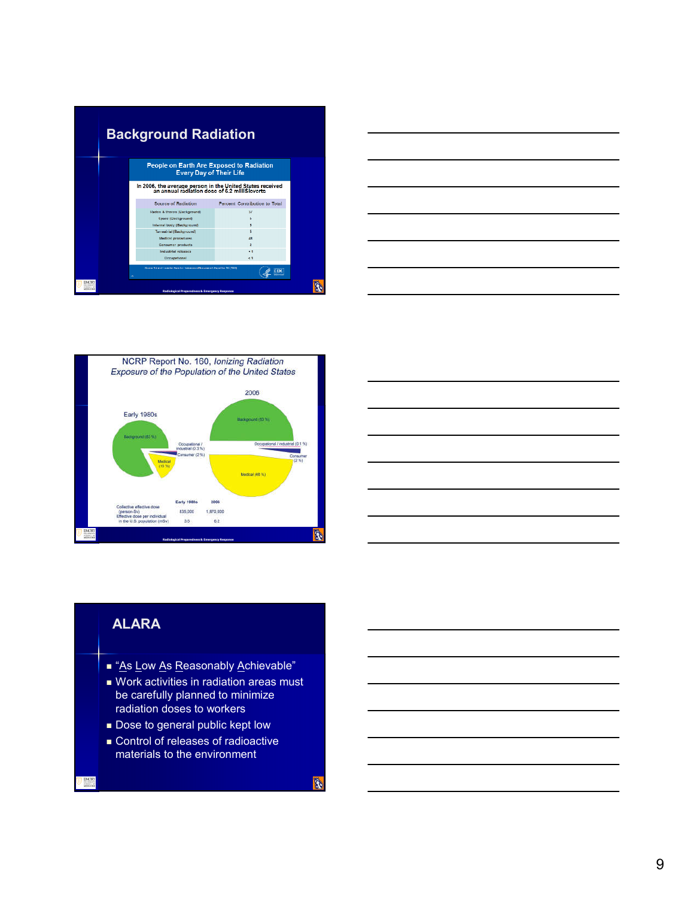## Background Radiation

People on Earth Are Exposed to Radiation Every Day of Their Life

In 2006, the average person in the United States received an annual radiation dose of 6.2 milliSieverts

| Source of Radiation | Percent Contribution to Total |
|---|---|
| Radon & thoron (Background) | 37 |
| Space (Background) | 5 |
| Internal body (Background) | 5 |
| Terrestrial (Background) | 3 |
| Medical procedures | 48 |
| Consumer products | 2 |
| Industrial releases | < 1 |
| Occupational | < 1 |

Radiological Preparedness & Emergency Response

## NCRP Report No. 160, *Ionizing Radiation Exposure of the Population of the United States*

Early 1980s: Background (83 %), Occupational / industrial (0.3 %), Consumer (2 %), Medical (15 %)

2006: Background (50 %), Occupational / industrial (0.1 %), Consumer (2 %), Medical (48 %)

| | Early 1980s | 2006 |
|---|---|---|
| Collective effective dose (person-Sv) | 835,000 | 1,870,000 |
| Effective dose per individual in the U.S. population (mSv) | 3.6 | 6.2 |

Radiological Preparedness & Emergency Response

## ALARA

- "As Low As Reasonably Achievable"
- Work activities in radiation areas must be carefully planned to minimize radiation doses to workers
- Dose to general public kept low
- Control of releases of radioactive materials to the environment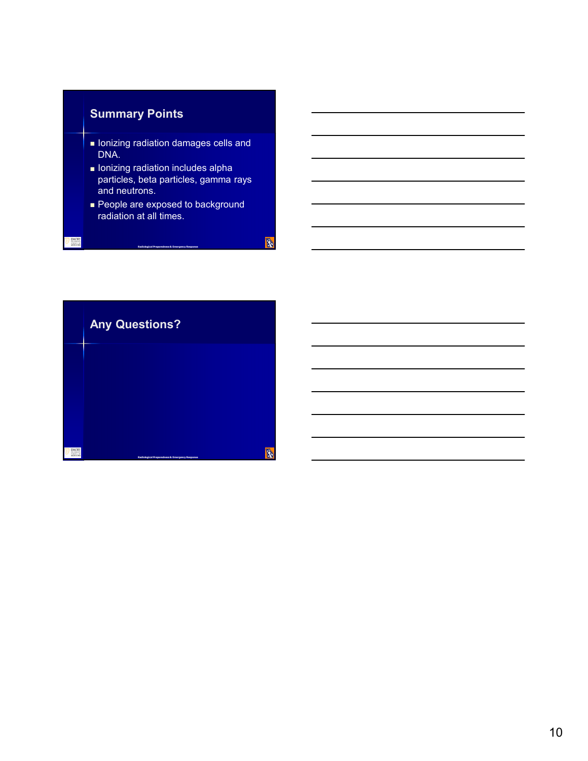## Summary Points

- Ionizing radiation damages cells and DNA.
- Ionizing radiation includes alpha particles, beta particles, gamma rays and neutrons.
- People are exposed to background radiation at all times.

## Any Questions?